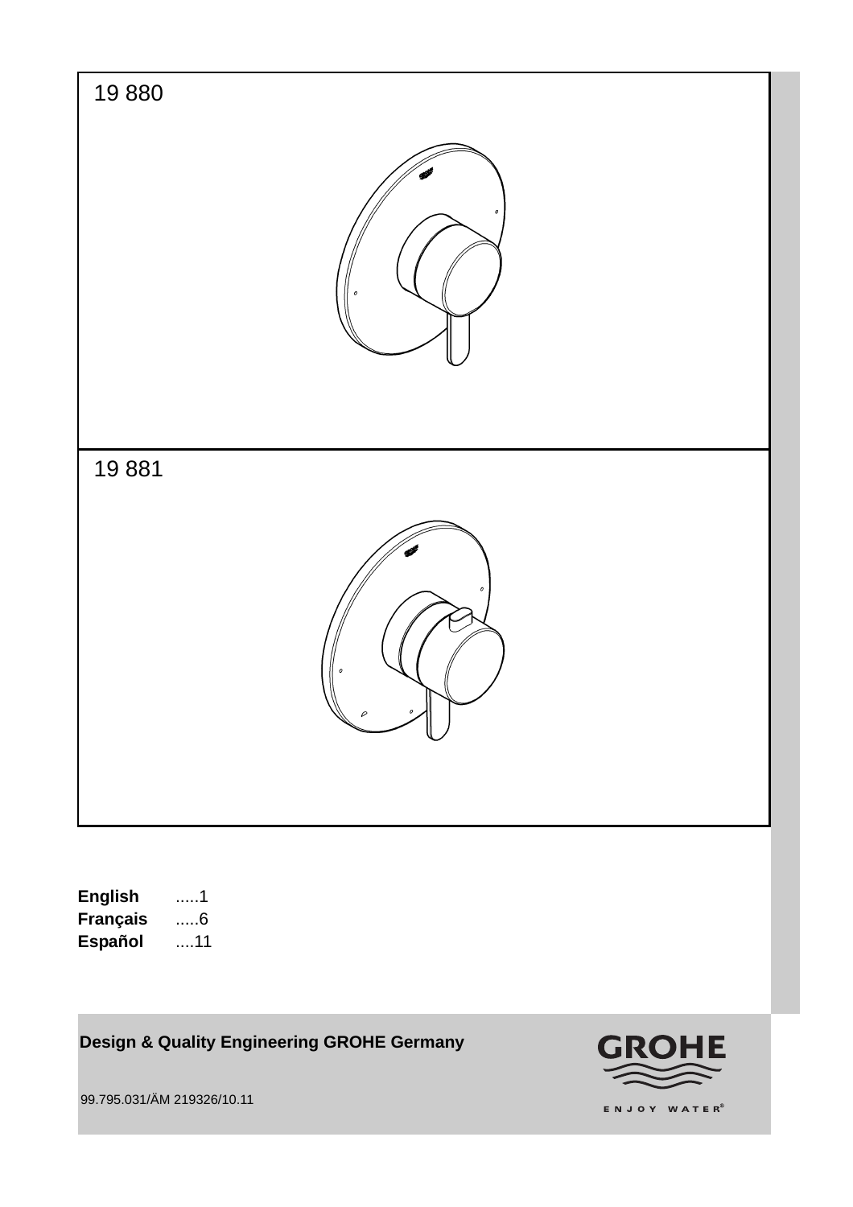19 880

19 881

**English** .....1
**Français** .....6
**Español** ....11

**Design & Quality Engineering GROHE Germany**

GROHE

ENJOY WATER®

99.795.031/ÄM 219326/10.11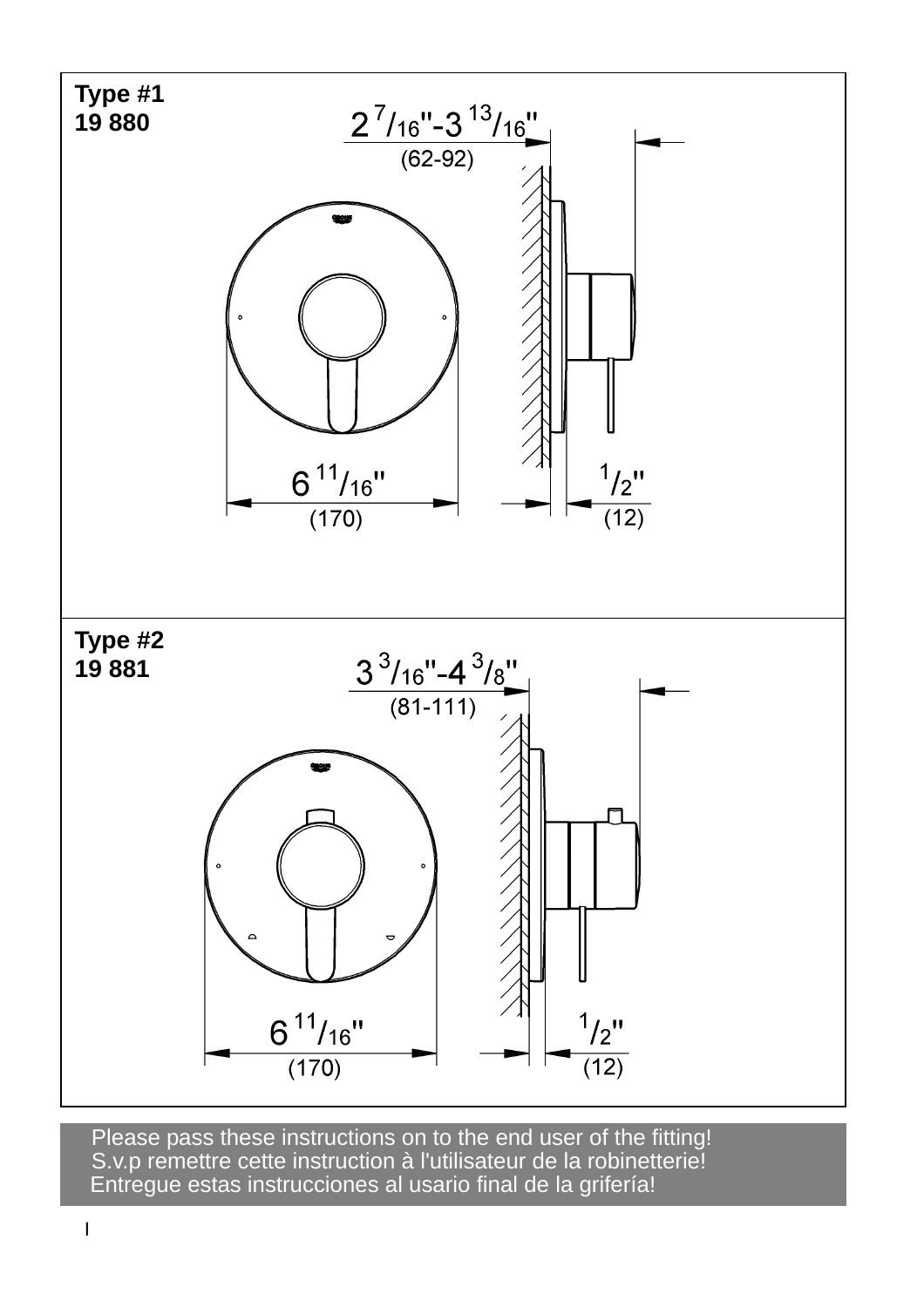**Type #1**
**19 880**

2 7/16"-3 13/16"
(62-92)

6 11/16"
(170)

1/2"
(12)

**Type #2**
**19 881**

3 3/16"-4 3/8"
(81-111)

6 11/16"
(170)

1/2"
(12)

Please pass these instructions on to the end user of the fitting!
S.v.p remettre cette instruction à l'utilisateur de la robinetterie!
Entregue estas instrucciones al usario final de la grifería!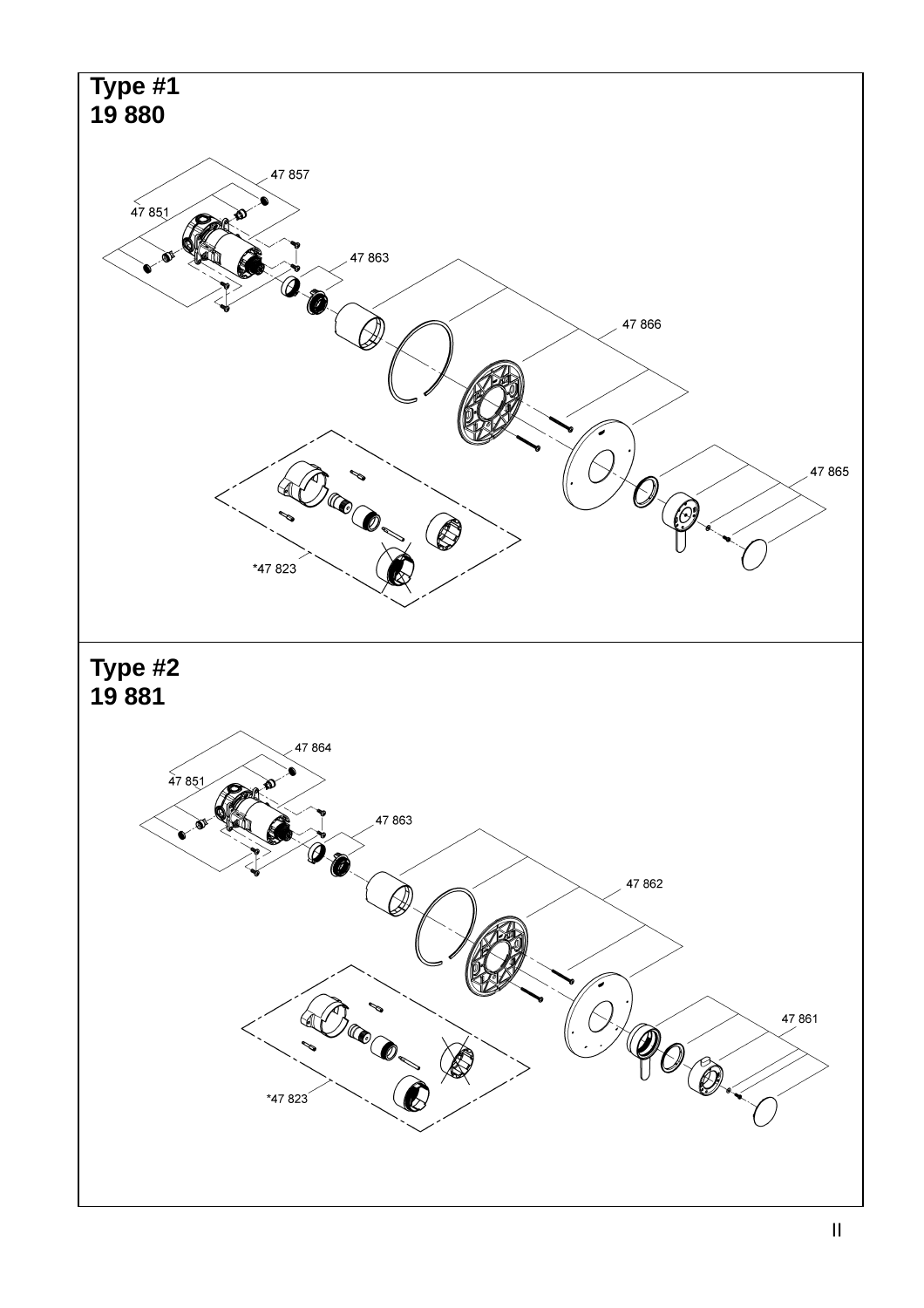## Type #1
## 19 880

47 857

47 851

47 863

47 866

47 865

*47 823

## Type #2
## 19 881

47 864

47 851

47 863

47 862

47 861

*47 823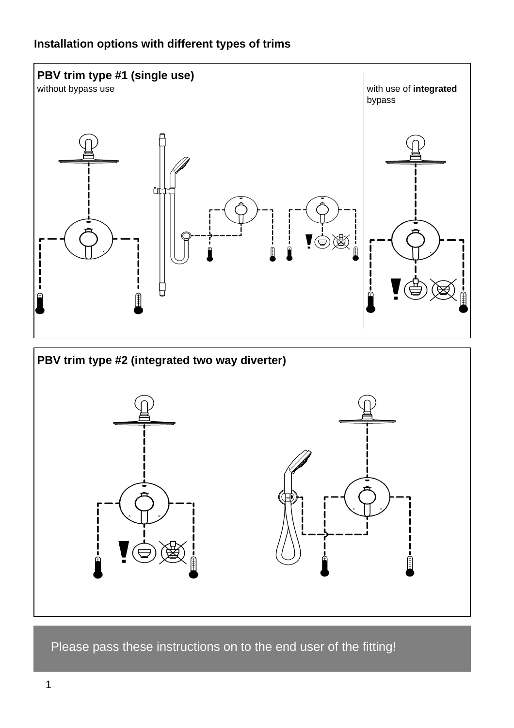## Installation options with different types of trims

### PBV trim type #1 (single use)

without bypass use

with use of **integrated** bypass

### PBV trim type #2 (integrated two way diverter)

Please pass these instructions on to the end user of the fitting!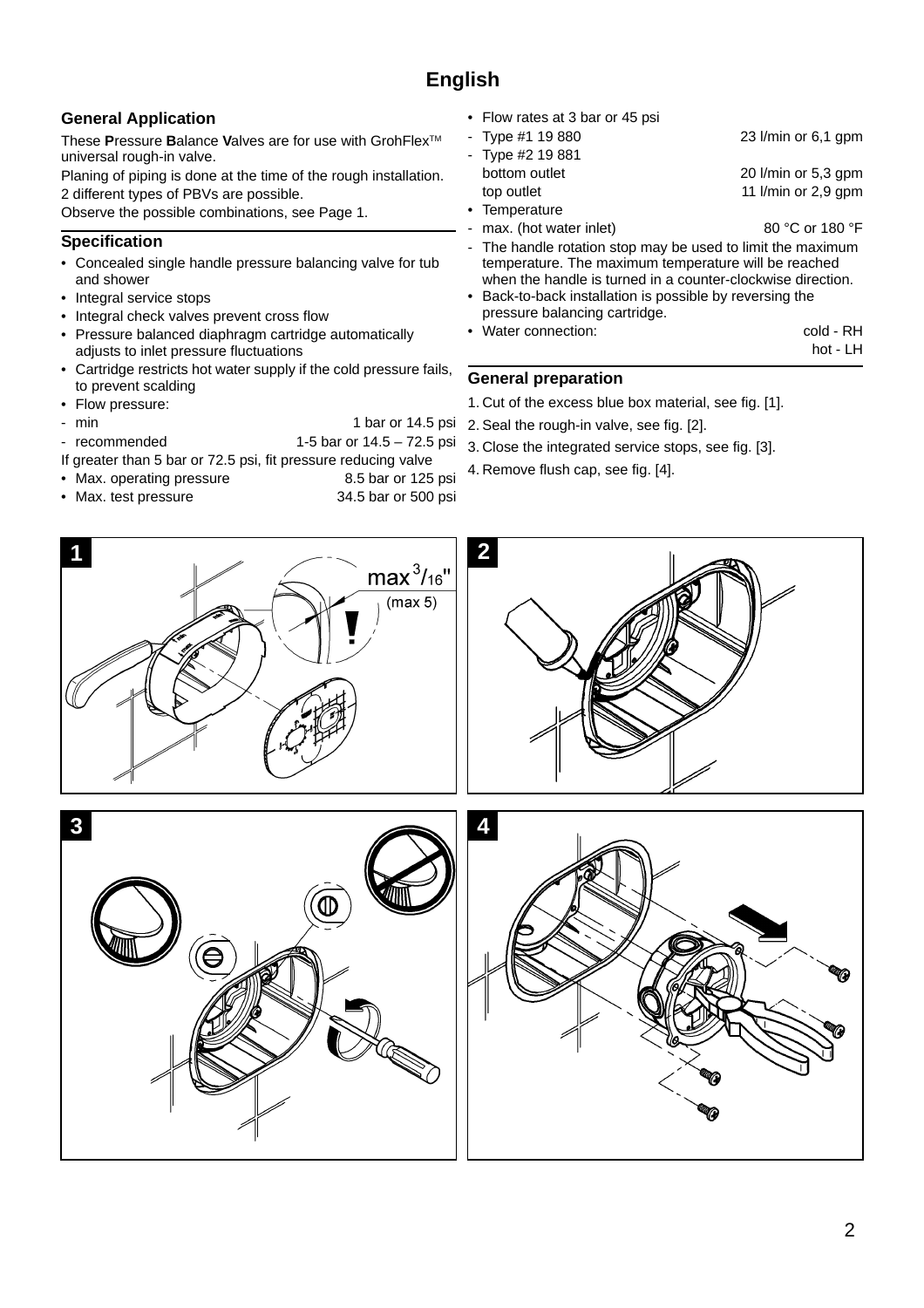# English

## General Application

These **P**ressure **B**alance **V**alves are for use with GrohFlex™ universal rough-in valve.

Planing of piping is done at the time of the rough installation.

2 different types of PBVs are possible.

Observe the possible combinations, see Page 1.

## Specification

- Concealed single handle pressure balancing valve for tub and shower
- Integral service stops
- Integral check valves prevent cross flow
- Pressure balanced diaphragm cartridge automatically adjusts to inlet pressure fluctuations
- Cartridge restricts hot water supply if the cold pressure fails, to prevent scalding
- Flow pressure:
  - min — 1 bar or 14.5 psi
  - recommended — 1-5 bar or 14.5 – 72.5 psi

If greater than 5 bar or 72.5 psi, fit pressure reducing valve

- Max. operating pressure — 8.5 bar or 125 psi
- Max. test pressure — 34.5 bar or 500 psi
- Flow rates at 3 bar or 45 psi
  - Type #1 19 880 — 23 l/min or 6,1 gpm
  - Type #2 19 881
    - bottom outlet — 20 l/min or 5,3 gpm
    - top outlet — 11 l/min or 2,9 gpm
- Temperature
  - max. (hot water inlet) — 80 °C or 180 °F
  - The handle rotation stop may be used to limit the maximum temperature. The maximum temperature will be reached when the handle is turned in a counter-clockwise direction.
- Back-to-back installation is possible by reversing the pressure balancing cartridge.
- Water connection: cold - RH, hot - LH

## General preparation

1. Cut of the excess blue box material, see fig. [1].
2. Seal the rough-in valve, see fig. [2].
3. Close the integrated service stops, see fig. [3].
4. Remove flush cap, see fig. [4].

1

max $^{3}/_{16}$" (max 5)

2

3

4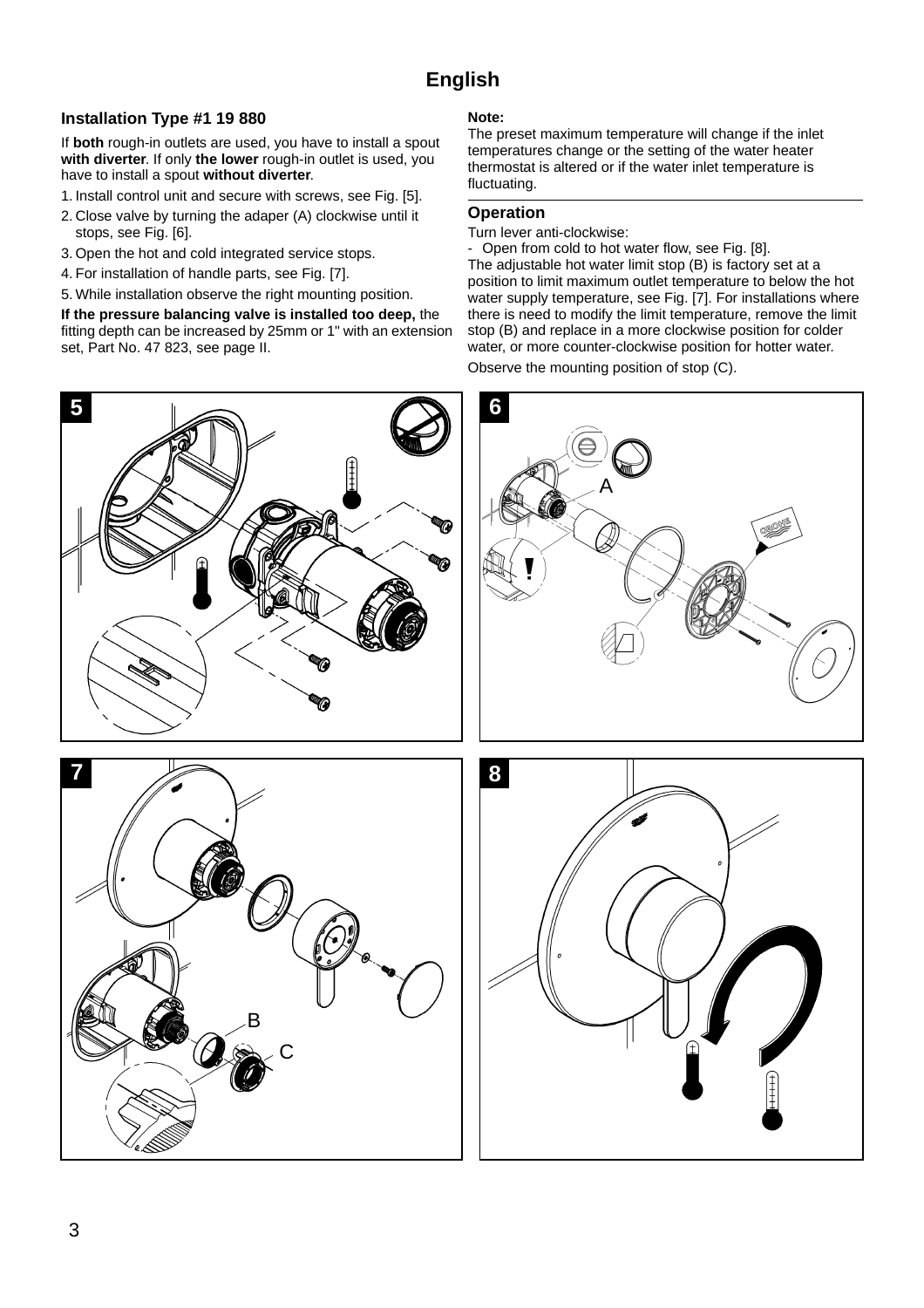# English

## Installation Type #1 19 880

If **both** rough-in outlets are used, you have to install a spout **with diverter**. If only **the lower** rough-in outlet is used, you have to install a spout **without diverter**.

1. Install control unit and secure with screws, see Fig. [5].
2. Close valve by turning the adaper (A) clockwise until it stops, see Fig. [6].
3. Open the hot and cold integrated service stops.
4. For installation of handle parts, see Fig. [7].
5. While installation observe the right mounting position.

**If the pressure balancing valve is installed too deep,** the fitting depth can be increased by 25mm or 1" with an extension set, Part No. 47 823, see page II.

**Note:**

The preset maximum temperature will change if the inlet temperatures change or the setting of the water heater thermostat is altered or if the water inlet temperature is fluctuating.

## Operation

Turn lever anti-clockwise:

- Open from cold to hot water flow, see Fig. [8].

The adjustable hot water limit stop (B) is factory set at a position to limit maximum outlet temperature to below the hot water supply temperature, see Fig. [7]. For installations where there is need to modify the limit temperature, remove the limit stop (B) and replace in a more clockwise position for colder water, or more counter-clockwise position for hotter water.

Observe the mounting position of stop (C).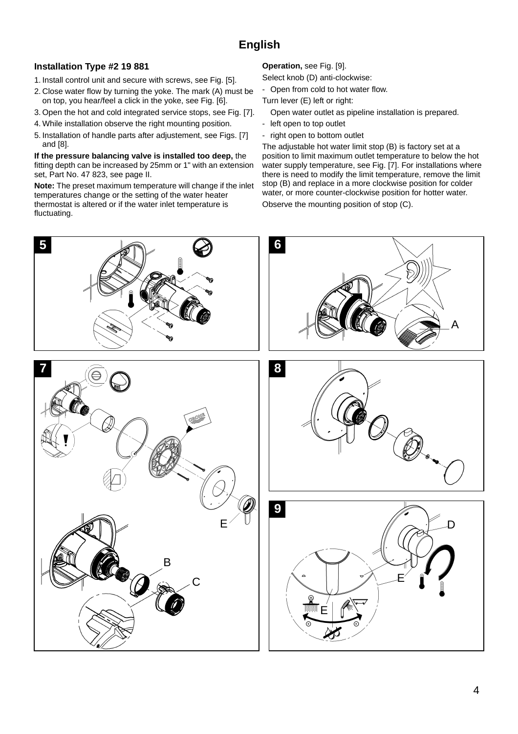# English

## Installation Type #2 19 881

1. Install control unit and secure with screws, see Fig. [5].
2. Close water flow by turning the yoke. The mark (A) must be on top, you hear/feel a click in the yoke, see Fig. [6].
3. Open the hot and cold integrated service stops, see Fig. [7].
4. While installation observe the right mounting position.
5. Installation of handle parts after adjustement, see Figs. [7] and [8].

**If the pressure balancing valve is installed too deep,** the fitting depth can be increased by 25mm or 1" with an extension set, Part No. 47 823, see page II.

**Note:** The preset maximum temperature will change if the inlet temperatures change or the setting of the water heater thermostat is altered or if the water inlet temperature is fluctuating.

**Operation,** see Fig. [9].

Select knob (D) anti-clockwise:

- Open from cold to hot water flow.

Turn lever (E) left or right:

Open water outlet as pipeline installation is prepared.

- left open to top outlet
- right open to bottom outlet

The adjustable hot water limit stop (B) is factory set at a position to limit maximum outlet temperature to below the hot water supply temperature, see Fig. [7]. For installations where there is need to modify the limit temperature, remove the limit stop (B) and replace in a more clockwise position for colder water, or more counter-clockwise position for hotter water.

Observe the mounting position of stop (C).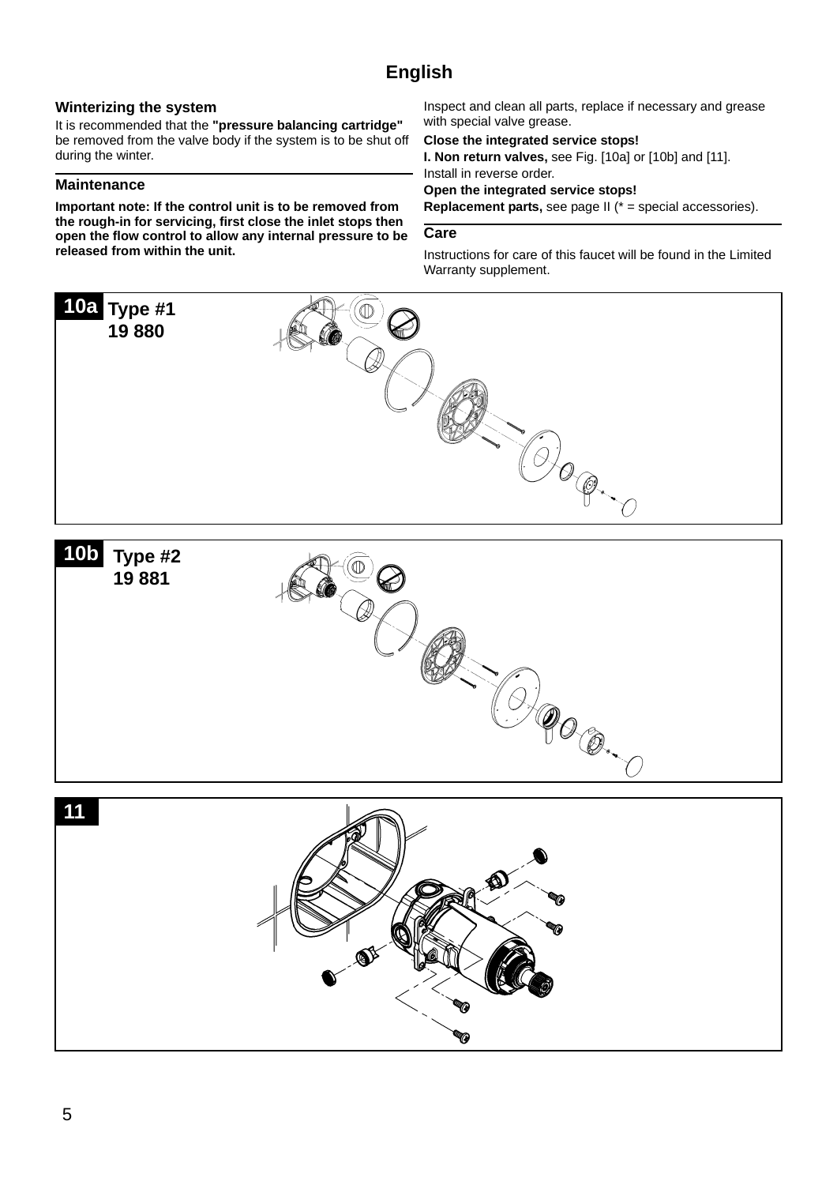# English

## Winterizing the system

It is recommended that the **"pressure balancing cartridge"** be removed from the valve body if the system is to be shut off during the winter.

## Maintenance

**Important note: If the control unit is to be removed from the rough-in for servicing, first close the inlet stops then open the flow control to allow any internal pressure to be released from within the unit.**

Inspect and clean all parts, replace if necessary and grease with special valve grease.

**Close the integrated service stops!**

**I. Non return valves,** see Fig. [10a] or [10b] and [11].

Install in reverse order.

**Open the integrated service stops!**

**Replacement parts,** see page II (* = special accessories).

## Care

Instructions for care of this faucet will be found in the Limited Warranty supplement.

**10a** **Type #1**
**19 880**

**10b** **Type #2**
**19 881**

**11**